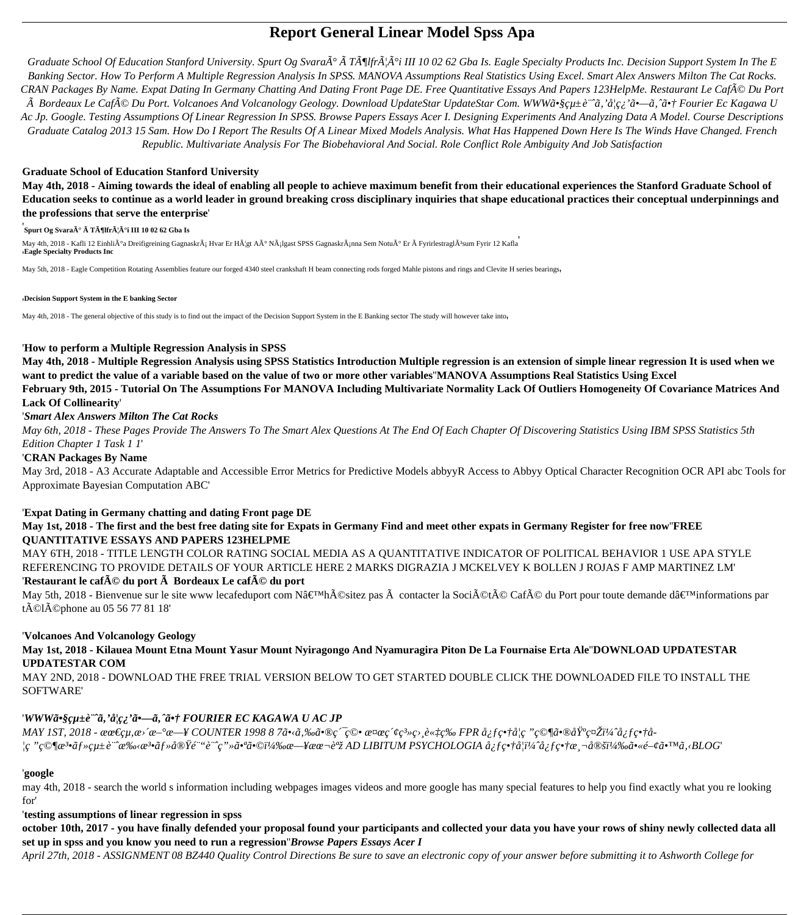# Report General Linear Model Spss Apa

*Graduate School Of Education Stanford University. Spurt Og SvaraÃ° Ã TÃ¶lfrÃ¦Ã°i III 10 02 62 Gba Is. Eagle Specialty Products Inc. Decision Support System In The E Banking Sector. How To Perform A Multiple Regression Analysis In SPSS. MANOVA Assumptions Real Statistics Using Excel. Smart Alex Answers Milton The Cat Rocks. CRAN Packages By Name. Expat Dating In Germany Chatting And Dating Front Page DE. Free Quantitative Essays And Papers 123HelpMe. Restaurant Le CafÃ© Du Port Ã Bordeaux Le CafÃ© Du Port. Volcanoes And Volcanology Geology. Download UpdateStar UpdateStar Com. WWWã•§çµ±è¨ˆã‚'å¦ç¿'ã•—ã‚ˆã•† Fourier Ec Kagawa U Ac Jp. Google. Testing Assumptions Of Linear Regression In SPSS. Browse Papers Essays Acer I. Designing Experiments And Analyzing Data A Model. Course Descriptions Graduate Catalog 2013 15 Sam. How Do I Report The Results Of A Linear Mixed Models Analysis. What Has Happened Down Here Is The Winds Have Changed. French Republic. Multivariate Analysis For The Biobehavioral And Social. Role Conflict Role Ambiguity And Job Satisfaction*

**Graduate School of Education Stanford University**

**May 4th, 2018 - Aiming towards the ideal of enabling all people to achieve maximum benefit from their educational experiences the Stanford Graduate School of Education seeks to continue as a world leader in ground breaking cross disciplinary inquiries that shape educational practices their conceptual underpinnings and the professions that serve the enterprise**'

'**Spurt Og SvaraÃ° Ã TÃ¶lfrÃ¦Ã°i III 10 02 62 Gba Is**

May 4th, 2018 - Kafli 12 EinhliÃ°a Dreifigreining GagnaskrÃ¡ Hvar Er HÃ¦gt AÃ° NÃ¡lgast SPSS GagnaskrÃ¡nna Sem NotuÃ° Er Ã FyrirlestraglÃ³sum Fyrir 12 Kafla'

'**Eagle Specialty Products Inc**

May 5th, 2018 - Eagle Competition Rotating Assemblies feature our forged 4340 steel crankshaft H beam connecting rods forged Mahle pistons and rings and Clevite H series bearings'

'**Decision Support System in the E banking Sector**

May 4th, 2018 - The general objective of this study is to find out the impact of the Decision Support System in the E Banking sector The study will however take into'

'**How to perform a Multiple Regression Analysis in SPSS**

**May 4th, 2018 - Multiple Regression Analysis using SPSS Statistics Introduction Multiple regression is an extension of simple linear regression It is used when we want to predict the value of a variable based on the value of two or more other variables**''**MANOVA Assumptions Real Statistics Using Excel**

**February 9th, 2015 - Tutorial On The Assumptions For MANOVA Including Multivariate Normality Lack Of Outliers Homogeneity Of Covariance Matrices And Lack Of Collinearity**'

'*Smart Alex Answers Milton The Cat Rocks*

*May 6th, 2018 - These Pages Provide The Answers To The Smart Alex Questions At The End Of Each Chapter Of Discovering Statistics Using IBM SPSS Statistics 5th Edition Chapter 1 Task 1 1*'

'**CRAN Packages By Name**

May 3rd, 2018 - A3 Accurate Adaptable and Accessible Error Metrics for Predictive Models abbyyR Access to Abbyy Optical Character Recognition OCR API abc Tools for Approximate Bayesian Computation ABC'

'**Expat Dating in Germany chatting and dating Front page DE**

**May 1st, 2018 - The first and the best free dating site for Expats in Germany Find and meet other expats in Germany Register for free now**''**FREE QUANTITATIVE ESSAYS AND PAPERS 123HELPME**

MAY 6TH, 2018 - TITLE LENGTH COLOR RATING SOCIAL MEDIA AS A QUANTITATIVE INDICATOR OF POLITICAL BEHAVIOR 1 USE APA STYLE REFERENCING TO PROVIDE DETAILS OF YOUR ARTICLE HERE 2 MARKS DIGRAZIA J MCKELVEY K BOLLEN J ROJAS F AMP MARTINEZ LM'

'**Restaurant le cafÃ© du port Ã Bordeaux Le cafÃ© du port**

May 5th, 2018 - Bienvenue sur le site www lecafeduport com Nâ€™hÃ©sitez pas Ã contacter la SociÃ©tÃ© CafÃ© du Port pour toute demande dâ€™informations par tÃ©lÃ©phone au 05 56 77 81 18'

'**Volcanoes And Volcanology Geology**

**May 1st, 2018 - Kilauea Mount Etna Mount Yasur Mount Nyiragongo And Nyamuragira Piton De La Fournaise Erta Ale**''**DOWNLOAD UPDATESTAR UPDATESTAR COM**

MAY 2ND, 2018 - DOWNLOAD THE FREE TRIAL VERSION BELOW TO GET STARTED DOUBLE CLICK THE DOWNLOADED FILE TO INSTALL THE SOFTWARE'

'*WWWã•§çµ±è¨ˆã‚'å¦ç¿'ã•—ã‚ˆã•† FOURIER EC KAGAWA U AC JP*

*MAY 1ST, 2018 - æœ€çµ‚æ›´æ–°æ—¥ COUNTER 1998 8 7ã•‹ã‚‰ã•®ç´¯ç©• æ¤œç´¢ç³»ç›¸è«‡ç‰ FPR å¿ƒç•†å¦ç ”ç©¶ã•®åŸºç¤Žï¼ˆå¿ƒç•†å¦ç ”ç©¶æ³•ã f»çµ±è¨ˆæ‰‹æ³•ãƒ»å®Ÿé¨"è¨ˆç"»ã•ªã•©ï¼‰æ—¥æœ¬èªž AD LIBITUM PSYCHOLOGIA å¿ƒç•†å¦ï¼ˆå¿ƒç•†æ¸¬å®šï¼‰ã•«é–¢ã•™ã‚‹BLOG*'

'**google**

may 4th, 2018 - search the world s information including webpages images videos and more google has many special features to help you find exactly what you re looking for'

'**testing assumptions of linear regression in spss**

**october 10th, 2017 - you have finally defended your proposal found your participants and collected your data you have your rows of shiny newly collected data all set up in spss and you know you need to run a regression**''*Browse Papers Essays Acer I*

*April 27th, 2018 - ASSIGNMENT 08 BZ440 Quality Control Directions Be sure to save an electronic copy of your answer before submitting it to Ashworth College for*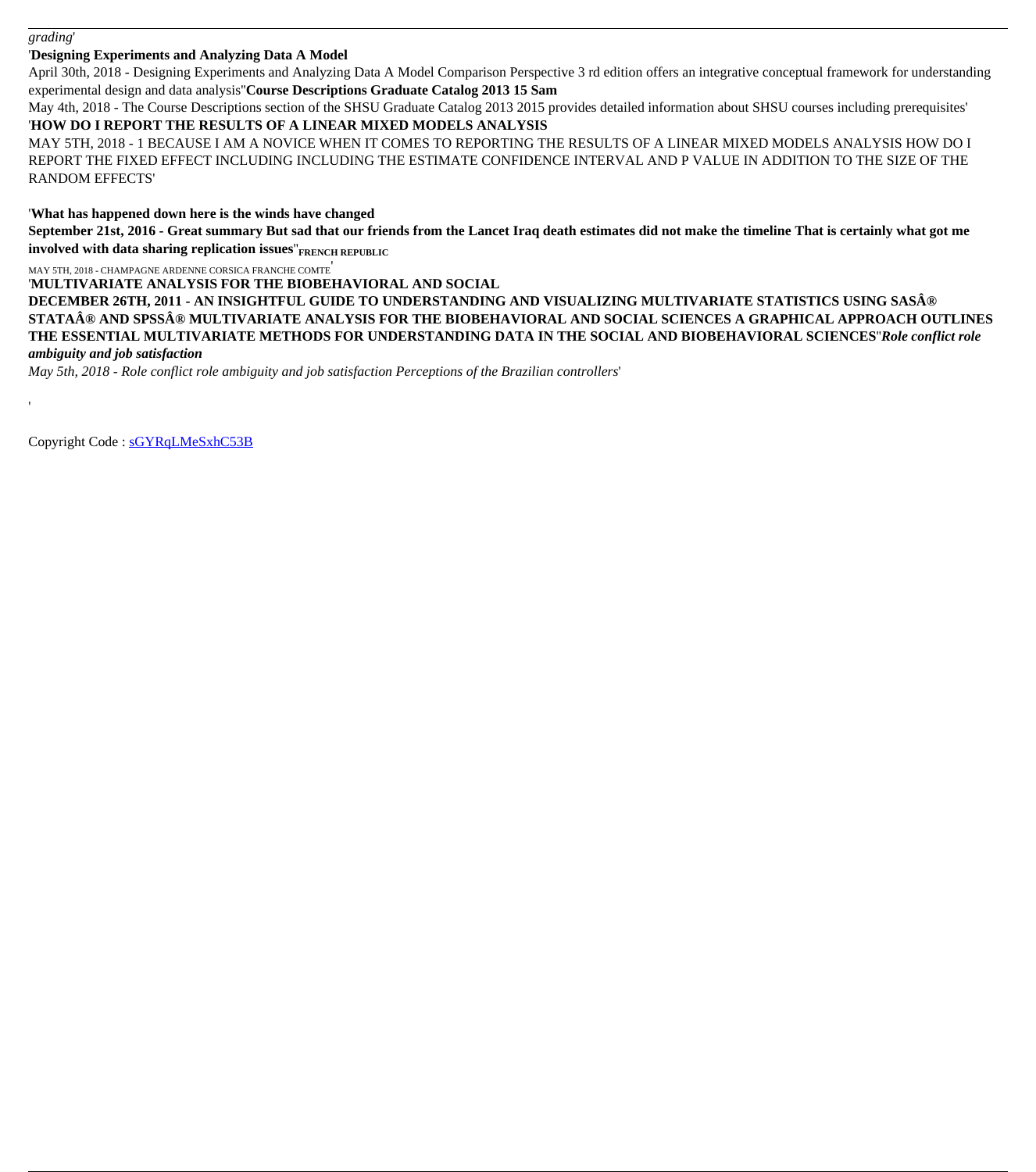*grading*'

'**Designing Experiments and Analyzing Data A Model**

April 30th, 2018 - Designing Experiments and Analyzing Data A Model Comparison Perspective 3 rd edition offers an integrative conceptual framework for understanding experimental design and data analysis''**Course Descriptions Graduate Catalog 2013 15 Sam**

May 4th, 2018 - The Course Descriptions section of the SHSU Graduate Catalog 2013 2015 provides detailed information about SHSU courses including prerequisites'

'**HOW DO I REPORT THE RESULTS OF A LINEAR MIXED MODELS ANALYSIS**

MAY 5TH, 2018 - 1 BECAUSE I AM A NOVICE WHEN IT COMES TO REPORTING THE RESULTS OF A LINEAR MIXED MODELS ANALYSIS HOW DO I REPORT THE FIXED EFFECT INCLUDING INCLUDING THE ESTIMATE CONFIDENCE INTERVAL AND P VALUE IN ADDITION TO THE SIZE OF THE RANDOM EFFECTS'

'**What has happened down here is the winds have changed**

**September 21st, 2016 - Great summary But sad that our friends from the Lancet Iraq death estimates did not make the timeline That is certainly what got me involved with data sharing replication issues**''**FRENCH REPUBLIC**

MAY 5TH, 2018 - CHAMPAGNE ARDENNE CORSICA FRANCHE COMTE'

'**MULTIVARIATE ANALYSIS FOR THE BIOBEHAVIORAL AND SOCIAL**

**DECEMBER 26TH, 2011 - AN INSIGHTFUL GUIDE TO UNDERSTANDING AND VISUALIZING MULTIVARIATE STATISTICS USING SASÂ® STATAÂ® AND SPSSÂ® MULTIVARIATE ANALYSIS FOR THE BIOBEHAVIORAL AND SOCIAL SCIENCES A GRAPHICAL APPROACH OUTLINES THE ESSENTIAL MULTIVARIATE METHODS FOR UNDERSTANDING DATA IN THE SOCIAL AND BIOBEHAVIORAL SCIENCES**''***Role conflict role ambiguity and job satisfaction***

*May 5th, 2018 - Role conflict role ambiguity and job satisfaction Perceptions of the Brazilian controllers*'

'

Copyright Code : sGYRqLMeSxhC53B